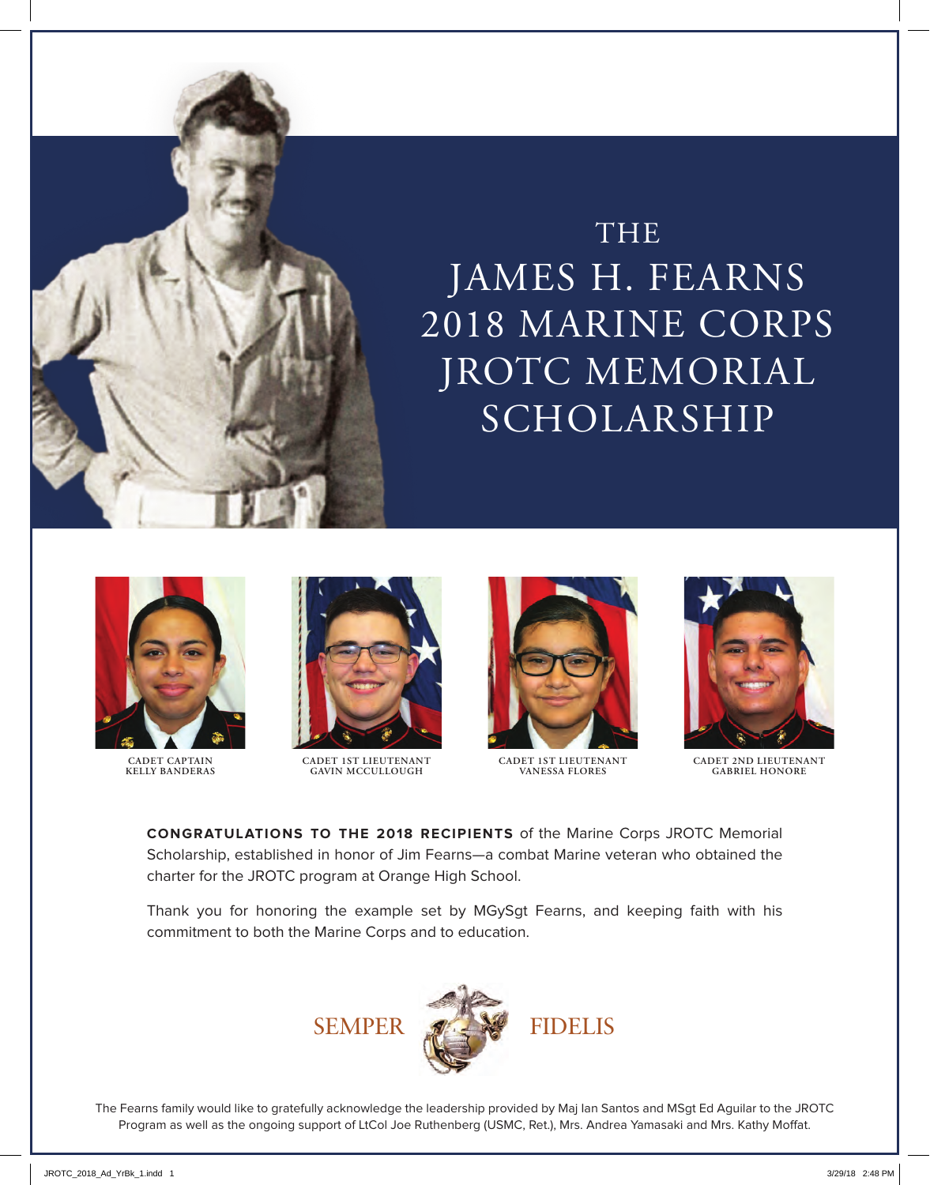# THE JAMES H. FEARNS 2018 MARINE CORPS JROTC MEMORIAL SCHOLARSHIP

CADET CAPTAIN
KELLY BANDERAS

CADET 1ST LIEUTENANT
GAVIN MCCULLOUGH

CADET 1ST LIEUTENANT
VANESSA FLORES

CADET 2ND LIEUTENANT
GABRIEL HONORE

**CONGRATULATIONS TO THE 2018 RECIPIENTS** of the Marine Corps JROTC Memorial Scholarship, established in honor of Jim Fearns—a combat Marine veteran who obtained the charter for the JROTC program at Orange High School.

Thank you for honoring the example set by MGySgt Fearns, and keeping faith with his commitment to both the Marine Corps and to education.

SEMPER FIDELIS

The Fearns family would like to gratefully acknowledge the leadership provided by Maj Ian Santos and MSgt Ed Aguilar to the JROTC Program as well as the ongoing support of LtCol Joe Ruthenberg (USMC, Ret.), Mrs. Andrea Yamasaki and Mrs. Kathy Moffat.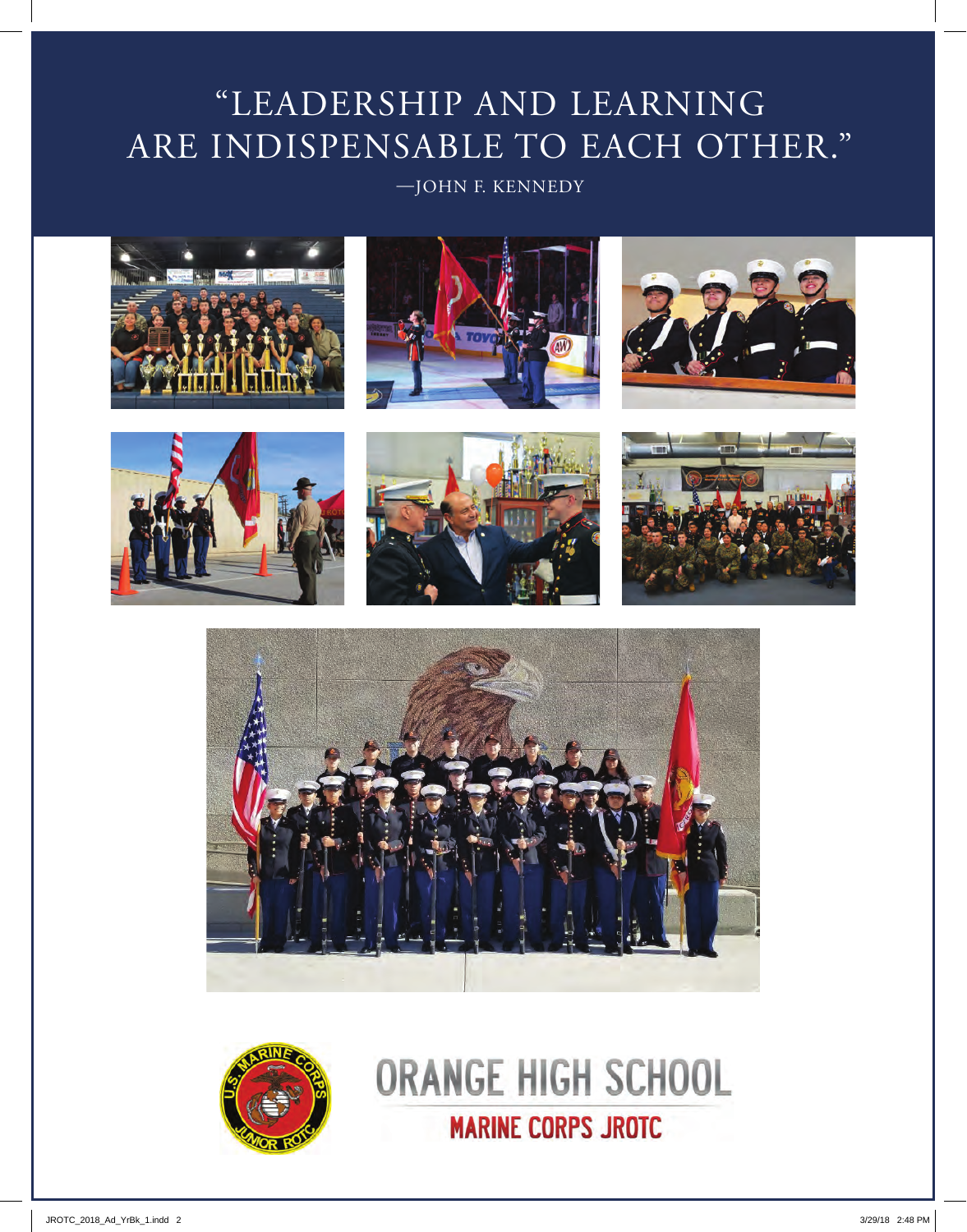# "LEADERSHIP AND LEARNING ARE INDISPENSABLE TO EACH OTHER."

—JOHN F. KENNEDY

## ORANGE HIGH SCHOOL

### MARINE CORPS JROTC